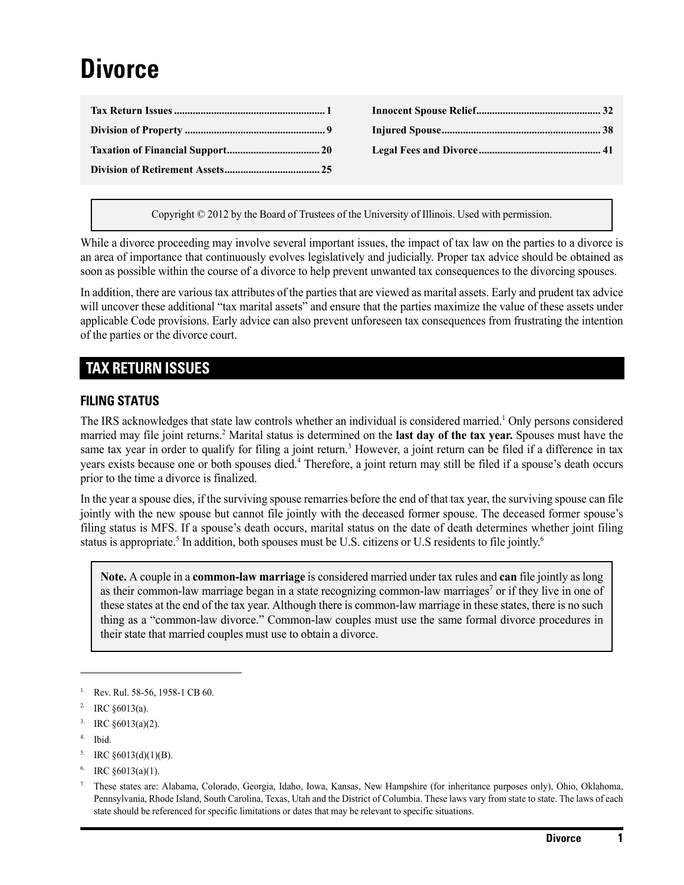# Divorce

| | |
|---|---|
| **Tax Return Issues ........ 1** | **Innocent Spouse Relief ........ 32** |
| **Division of Property ........ 9** | **Injured Spouse ........ 38** |
| **Taxation of Financial Support ........ 20** | **Legal Fees and Divorce ........ 41** |
| **Division of Retirement Assets ........ 25** | |

Copyright © 2012 by the Board of Trustees of the University of Illinois. Used with permission.

While a divorce proceeding may involve several important issues, the impact of tax law on the parties to a divorce is an area of importance that continuously evolves legislatively and judicially. Proper tax advice should be obtained as soon as possible within the course of a divorce to help prevent unwanted tax consequences to the divorcing spouses.

In addition, there are various tax attributes of the parties that are viewed as marital assets. Early and prudent tax advice will uncover these additional "tax marital assets" and ensure that the parties maximize the value of these assets under applicable Code provisions. Early advice can also prevent unforeseen tax consequences from frustrating the intention of the parties or the divorce court.

## TAX RETURN ISSUES

### FILING STATUS

The IRS acknowledges that state law controls whether an individual is considered married.[1] Only persons considered married may file joint returns.[2] Marital status is determined on the **last day of the tax year.** Spouses must have the same tax year in order to qualify for filing a joint return.[3] However, a joint return can be filed if a difference in tax years exists because one or both spouses died.[4] Therefore, a joint return may still be filed if a spouse's death occurs prior to the time a divorce is finalized.

In the year a spouse dies, if the surviving spouse remarries before the end of that tax year, the surviving spouse can file jointly with the new spouse but cannot file jointly with the deceased former spouse. The deceased former spouse's filing status is MFS. If a spouse's death occurs, marital status on the date of death determines whether joint filing status is appropriate.[5] In addition, both spouses must be U.S. citizens or U.S residents to file jointly.[6]

**Note.** A couple in a **common-law marriage** is considered married under tax rules and **can** file jointly as long as their common-law marriage began in a state recognizing common-law marriages[7] or if they live in one of these states at the end of the tax year. Although there is common-law marriage in these states, there is no such thing as a "common-law divorce." Common-law couples must use the same formal divorce procedures in their state that married couples must use to obtain a divorce.

---

1. Rev. Rul. 58-56, 1958-1 CB 60.
2. IRC §6013(a).
3. IRC §6013(a)(2).
4. Ibid.
5. IRC §6013(d)(1)(B).
6. IRC §6013(a)(1).
7. These states are: Alabama, Colorado, Georgia, Idaho, Iowa, Kansas, New Hampshire (for inheritance purposes only), Ohio, Oklahoma, Pennsylvania, Rhode Island, South Carolina, Texas, Utah and the District of Columbia. These laws vary from state to state. The laws of each state should be referenced for specific limitations or dates that may be relevant to specific situations.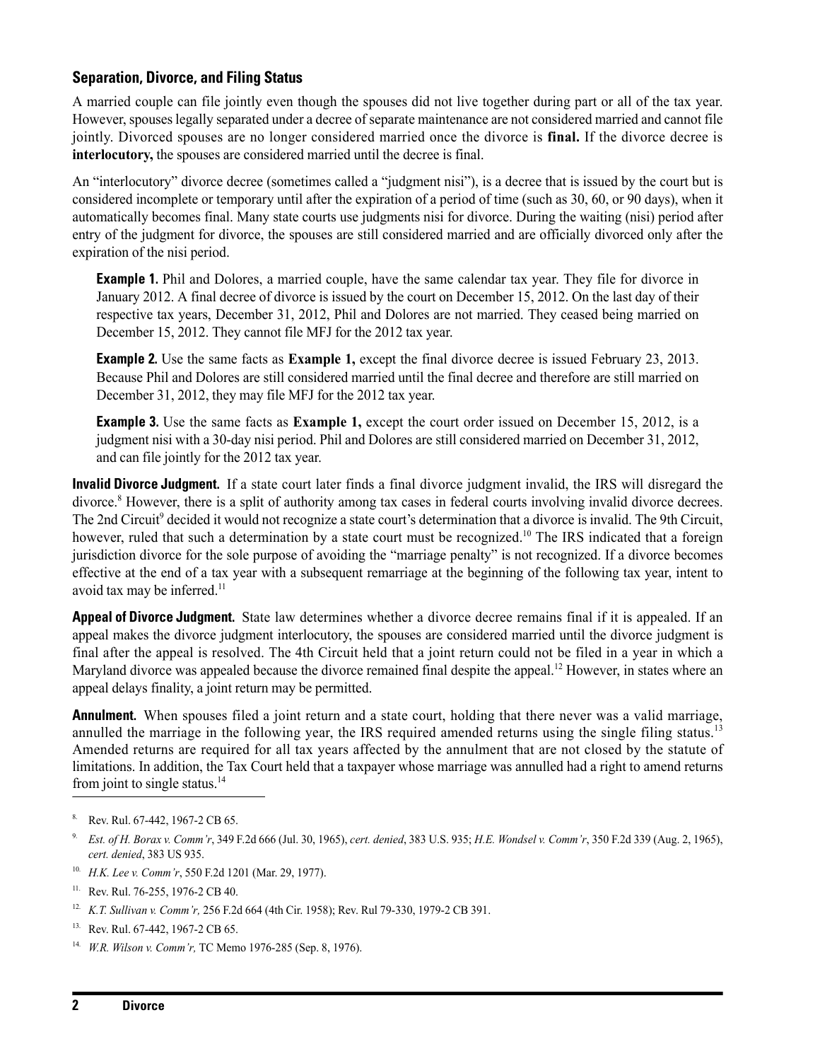### Separation, Divorce, and Filing Status

A married couple can file jointly even though the spouses did not live together during part or all of the tax year. However, spouses legally separated under a decree of separate maintenance are not considered married and cannot file jointly. Divorced spouses are no longer considered married once the divorce is **final.** If the divorce decree is **interlocutory,** the spouses are considered married until the decree is final.

An "interlocutory" divorce decree (sometimes called a "judgment nisi"), is a decree that is issued by the court but is considered incomplete or temporary until after the expiration of a period of time (such as 30, 60, or 90 days), when it automatically becomes final. Many state courts use judgments nisi for divorce. During the waiting (nisi) period after entry of the judgment for divorce, the spouses are still considered married and are officially divorced only after the expiration of the nisi period.

> **Example 1.** Phil and Dolores, a married couple, have the same calendar tax year. They file for divorce in January 2012. A final decree of divorce is issued by the court on December 15, 2012. On the last day of their respective tax years, December 31, 2012, Phil and Dolores are not married. They ceased being married on December 15, 2012. They cannot file MFJ for the 2012 tax year.
>
> **Example 2.** Use the same facts as **Example 1,** except the final divorce decree is issued February 23, 2013. Because Phil and Dolores are still considered married until the final decree and therefore are still married on December 31, 2012, they may file MFJ for the 2012 tax year.
>
> **Example 3.** Use the same facts as **Example 1,** except the court order issued on December 15, 2012, is a judgment nisi with a 30-day nisi period. Phil and Dolores are still considered married on December 31, 2012, and can file jointly for the 2012 tax year.

**Invalid Divorce Judgment.** If a state court later finds a final divorce judgment invalid, the IRS will disregard the divorce.[8] However, there is a split of authority among tax cases in federal courts involving invalid divorce decrees. The 2nd Circuit[9] decided it would not recognize a state court's determination that a divorce is invalid. The 9th Circuit, however, ruled that such a determination by a state court must be recognized.[10] The IRS indicated that a foreign jurisdiction divorce for the sole purpose of avoiding the "marriage penalty" is not recognized. If a divorce becomes effective at the end of a tax year with a subsequent remarriage at the beginning of the following tax year, intent to avoid tax may be inferred.[11]

**Appeal of Divorce Judgment.** State law determines whether a divorce decree remains final if it is appealed. If an appeal makes the divorce judgment interlocutory, the spouses are considered married until the divorce judgment is final after the appeal is resolved. The 4th Circuit held that a joint return could not be filed in a year in which a Maryland divorce was appealed because the divorce remained final despite the appeal.[12] However, in states where an appeal delays finality, a joint return may be permitted.

**Annulment.** When spouses filed a joint return and a state court, holding that there never was a valid marriage, annulled the marriage in the following year, the IRS required amended returns using the single filing status.[13] Amended returns are required for all tax years affected by the annulment that are not closed by the statute of limitations. In addition, the Tax Court held that a taxpayer whose marriage was annulled had a right to amend returns from joint to single status.[14]

---

8. Rev. Rul. 67-442, 1967-2 CB 65.

9. *Est. of H. Borax v. Comm'r*, 349 F.2d 666 (Jul. 30, 1965), *cert. denied*, 383 U.S. 935; *H.E. Wondsel v. Comm'r*, 350 F.2d 339 (Aug. 2, 1965), *cert. denied*, 383 US 935.

10. *H.K. Lee v. Comm'r*, 550 F.2d 1201 (Mar. 29, 1977).

11. Rev. Rul. 76-255, 1976-2 CB 40.

12. *K.T. Sullivan v. Comm'r,* 256 F.2d 664 (4th Cir. 1958); Rev. Rul 79-330, 1979-2 CB 391.

13. Rev. Rul. 67-442, 1967-2 CB 65.

14. *W.R. Wilson v. Comm'r,* TC Memo 1976-285 (Sep. 8, 1976).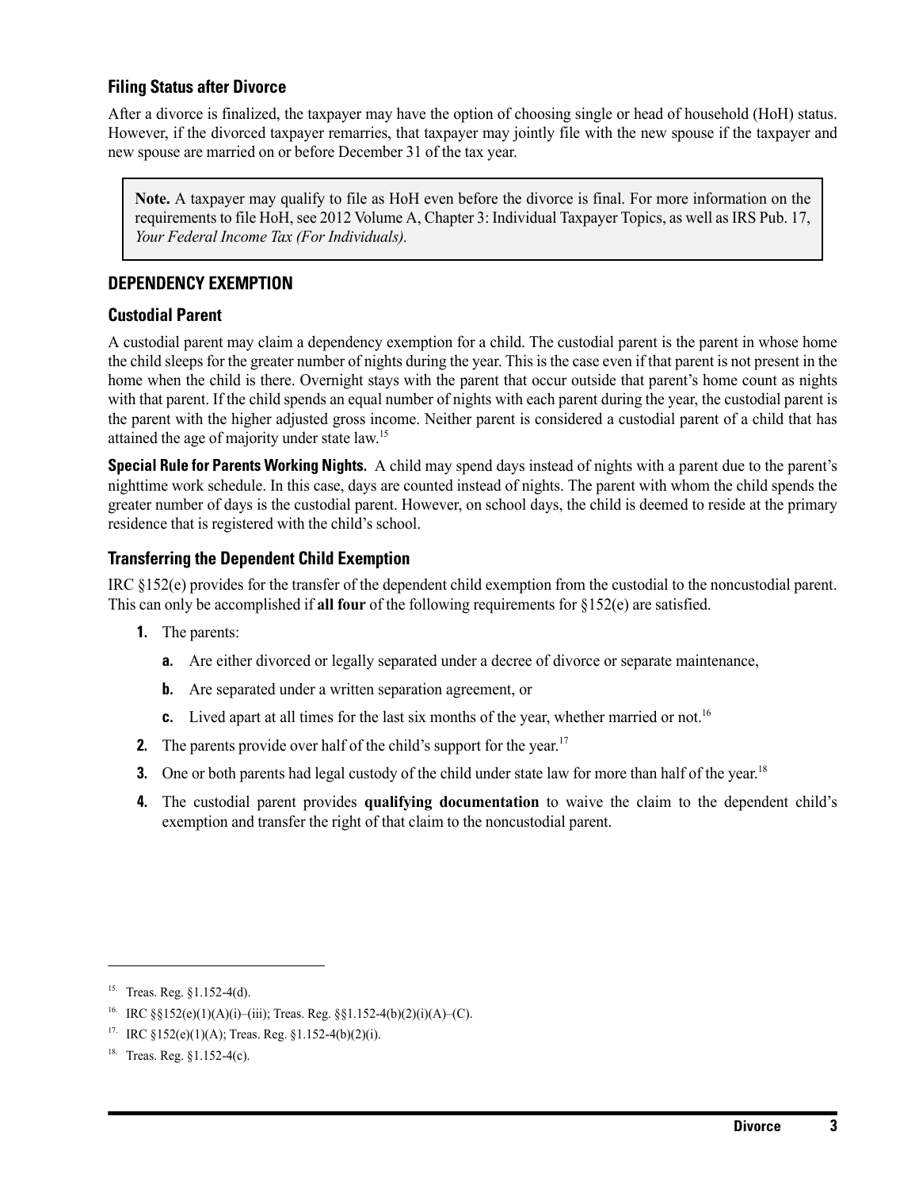### Filing Status after Divorce

After a divorce is finalized, the taxpayer may have the option of choosing single or head of household (HoH) status. However, if the divorced taxpayer remarries, that taxpayer may jointly file with the new spouse if the taxpayer and new spouse are married on or before December 31 of the tax year.

> **Note.** A taxpayer may qualify to file as HoH even before the divorce is final. For more information on the requirements to file HoH, see 2012 Volume A, Chapter 3: Individual Taxpayer Topics, as well as IRS Pub. 17, *Your Federal Income Tax (For Individuals).*

## DEPENDENCY EXEMPTION

### Custodial Parent

A custodial parent may claim a dependency exemption for a child. The custodial parent is the parent in whose home the child sleeps for the greater number of nights during the year. This is the case even if that parent is not present in the home when the child is there. Overnight stays with the parent that occur outside that parent's home count as nights with that parent. If the child spends an equal number of nights with each parent during the year, the custodial parent is the parent with the higher adjusted gross income. Neither parent is considered a custodial parent of a child that has attained the age of majority under state law.[15]

**Special Rule for Parents Working Nights.** A child may spend days instead of nights with a parent due to the parent's nighttime work schedule. In this case, days are counted instead of nights. The parent with whom the child spends the greater number of days is the custodial parent. However, on school days, the child is deemed to reside at the primary residence that is registered with the child's school.

### Transferring the Dependent Child Exemption

IRC §152(e) provides for the transfer of the dependent child exemption from the custodial to the noncustodial parent. This can only be accomplished if **all four** of the following requirements for §152(e) are satisfied.

1. The parents:
   a. Are either divorced or legally separated under a decree of divorce or separate maintenance,
   b. Are separated under a written separation agreement, or
   c. Lived apart at all times for the last six months of the year, whether married or not.[16]
2. The parents provide over half of the child's support for the year.[17]
3. One or both parents had legal custody of the child under state law for more than half of the year.[18]
4. The custodial parent provides **qualifying documentation** to waive the claim to the dependent child's exemption and transfer the right of that claim to the noncustodial parent.

---

15. Treas. Reg. §1.152-4(d).
16. IRC §§152(e)(1)(A)(i)–(iii); Treas. Reg. §§1.152-4(b)(2)(i)(A)–(C).
17. IRC §152(e)(1)(A); Treas. Reg. §1.152-4(b)(2)(i).
18. Treas. Reg. §1.152-4(c).